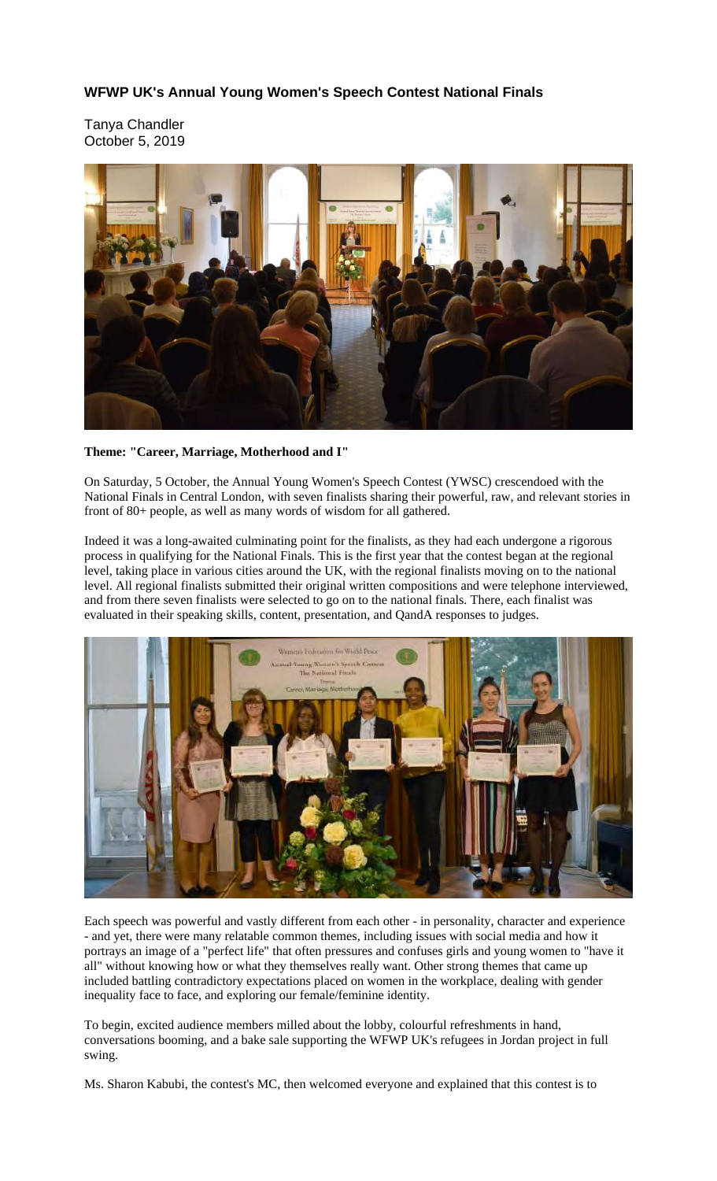# WFWP UK's Annual Young Women's Speech Contest National Finals

Tanya Chandler
October 5, 2019

**Theme: "Career, Marriage, Motherhood and I"**

On Saturday, 5 October, the Annual Young Women's Speech Contest (YWSC) crescendoed with the National Finals in Central London, with seven finalists sharing their powerful, raw, and relevant stories in front of 80+ people, as well as many words of wisdom for all gathered.

Indeed it was a long-awaited culminating point for the finalists, as they had each undergone a rigorous process in qualifying for the National Finals. This is the first year that the contest began at the regional level, taking place in various cities around the UK, with the regional finalists moving on to the national level. All regional finalists submitted their original written compositions and were telephone interviewed, and from there seven finalists were selected to go on to the national finals. There, each finalist was evaluated in their speaking skills, content, presentation, and QandA responses to judges.

Each speech was powerful and vastly different from each other - in personality, character and experience - and yet, there were many relatable common themes, including issues with social media and how it portrays an image of a "perfect life" that often pressures and confuses girls and young women to "have it all" without knowing how or what they themselves really want. Other strong themes that came up included battling contradictory expectations placed on women in the workplace, dealing with gender inequality face to face, and exploring our female/feminine identity.

To begin, excited audience members milled about the lobby, colourful refreshments in hand, conversations booming, and a bake sale supporting the WFWP UK's refugees in Jordan project in full swing.

Ms. Sharon Kabubi, the contest's MC, then welcomed everyone and explained that this contest is to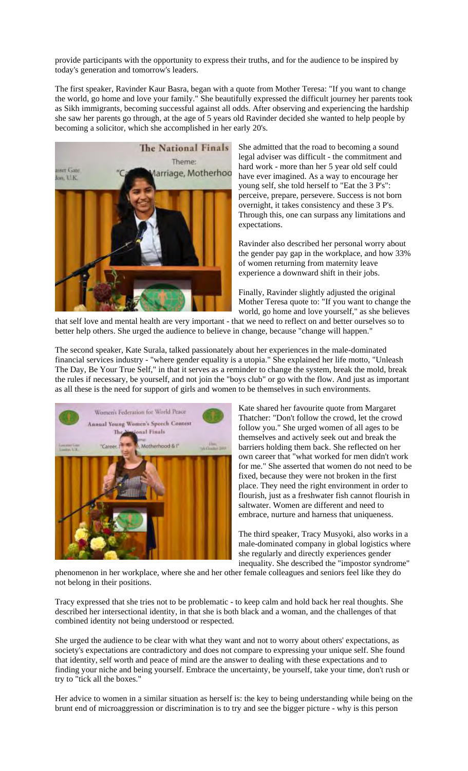provide participants with the opportunity to express their truths, and for the audience to be inspired by today's generation and tomorrow's leaders.

The first speaker, Ravinder Kaur Basra, began with a quote from Mother Teresa: "If you want to change the world, go home and love your family." She beautifully expressed the difficult journey her parents took as Sikh immigrants, becoming successful against all odds. After observing and experiencing the hardship she saw her parents go through, at the age of 5 years old Ravinder decided she wanted to help people by becoming a solicitor, which she accomplished in her early 20's.

She admitted that the road to becoming a sound legal adviser was difficult - the commitment and hard work - more than her 5 year old self could have ever imagined. As a way to encourage her young self, she told herself to "Eat the 3 P's": perceive, prepare, persevere. Success is not born overnight, it takes consistency and these 3 P's. Through this, one can surpass any limitations and expectations.

Ravinder also described her personal worry about the gender pay gap in the workplace, and how 33% of women returning from maternity leave experience a downward shift in their jobs.

Finally, Ravinder slightly adjusted the original Mother Teresa quote to: "If you want to change the world, go home and love yourself," as she believes that self love and mental health are very important - that we need to reflect on and better ourselves so to better help others. She urged the audience to believe in change, because "change will happen."

The second speaker, Kate Surala, talked passionately about her experiences in the male-dominated financial services industry - "where gender equality is a utopia." She explained her life motto, "Unleash The Day, Be Your True Self," in that it serves as a reminder to change the system, break the mold, break the rules if necessary, be yourself, and not join the "boys club" or go with the flow. And just as important as all these is the need for support of girls and women to be themselves in such environments.

Kate shared her favourite quote from Margaret Thatcher: "Don't follow the crowd, let the crowd follow you." She urged women of all ages to be themselves and actively seek out and break the barriers holding them back. She reflected on her own career that "what worked for men didn't work for me." She asserted that women do not need to be fixed, because they were not broken in the first place. They need the right environment in order to flourish, just as a freshwater fish cannot flourish in saltwater. Women are different and need to embrace, nurture and harness that uniqueness.

The third speaker, Tracy Musyoki, also works in a male-dominated company in global logistics where she regularly and directly experiences gender inequality. She described the "impostor syndrome" phenomenon in her workplace, where she and her other female colleagues and seniors feel like they do not belong in their positions.

Tracy expressed that she tries not to be problematic - to keep calm and hold back her real thoughts. She described her intersectional identity, in that she is both black and a woman, and the challenges of that combined identity not being understood or respected.

She urged the audience to be clear with what they want and not to worry about others' expectations, as society's expectations are contradictory and does not compare to expressing your unique self. She found that identity, self worth and peace of mind are the answer to dealing with these expectations and to finding your niche and being yourself. Embrace the uncertainty, be yourself, take your time, don't rush or try to "tick all the boxes."

Her advice to women in a similar situation as herself is: the key to being understanding while being on the brunt end of microaggression or discrimination is to try and see the bigger picture - why is this person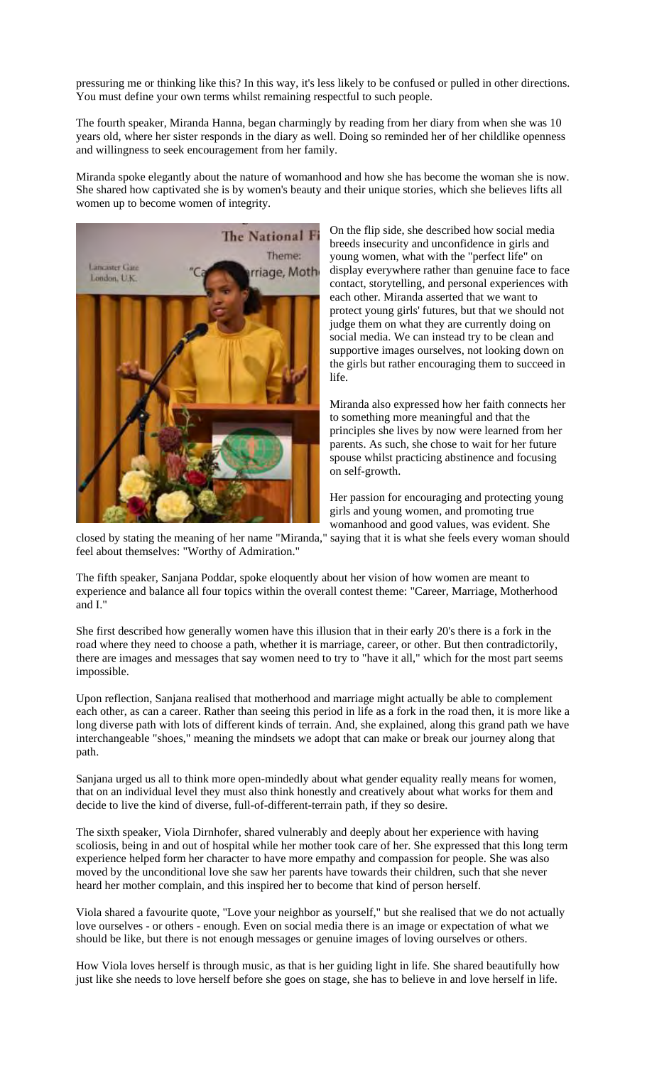pressuring me or thinking like this? In this way, it's less likely to be confused or pulled in other directions. You must define your own terms whilst remaining respectful to such people.

The fourth speaker, Miranda Hanna, began charmingly by reading from her diary from when she was 10 years old, where her sister responds in the diary as well. Doing so reminded her of her childlike openness and willingness to seek encouragement from her family.

Miranda spoke elegantly about the nature of womanhood and how she has become the woman she is now. She shared how captivated she is by women's beauty and their unique stories, which she believes lifts all women up to become women of integrity.

On the flip side, she described how social media breeds insecurity and unconfidence in girls and young women, what with the "perfect life" on display everywhere rather than genuine face to face contact, storytelling, and personal experiences with each other. Miranda asserted that we want to protect young girls' futures, but that we should not judge them on what they are currently doing on social media. We can instead try to be clean and supportive images ourselves, not looking down on the girls but rather encouraging them to succeed in life.

Miranda also expressed how her faith connects her to something more meaningful and that the principles she lives by now were learned from her parents. As such, she chose to wait for her future spouse whilst practicing abstinence and focusing on self-growth.

Her passion for encouraging and protecting young girls and young women, and promoting true womanhood and good values, was evident. She closed by stating the meaning of her name "Miranda," saying that it is what she feels every woman should feel about themselves: "Worthy of Admiration."

The fifth speaker, Sanjana Poddar, spoke eloquently about her vision of how women are meant to experience and balance all four topics within the overall contest theme: "Career, Marriage, Motherhood and I."

She first described how generally women have this illusion that in their early 20's there is a fork in the road where they need to choose a path, whether it is marriage, career, or other. But then contradictorily, there are images and messages that say women need to try to "have it all," which for the most part seems impossible.

Upon reflection, Sanjana realised that motherhood and marriage might actually be able to complement each other, as can a career. Rather than seeing this period in life as a fork in the road then, it is more like a long diverse path with lots of different kinds of terrain. And, she explained, along this grand path we have interchangeable "shoes," meaning the mindsets we adopt that can make or break our journey along that path.

Sanjana urged us all to think more open-mindedly about what gender equality really means for women, that on an individual level they must also think honestly and creatively about what works for them and decide to live the kind of diverse, full-of-different-terrain path, if they so desire.

The sixth speaker, Viola Dirnhofer, shared vulnerably and deeply about her experience with having scoliosis, being in and out of hospital while her mother took care of her. She expressed that this long term experience helped form her character to have more empathy and compassion for people. She was also moved by the unconditional love she saw her parents have towards their children, such that she never heard her mother complain, and this inspired her to become that kind of person herself.

Viola shared a favourite quote, "Love your neighbor as yourself," but she realised that we do not actually love ourselves - or others - enough. Even on social media there is an image or expectation of what we should be like, but there is not enough messages or genuine images of loving ourselves or others.

How Viola loves herself is through music, as that is her guiding light in life. She shared beautifully how just like she needs to love herself before she goes on stage, she has to believe in and love herself in life.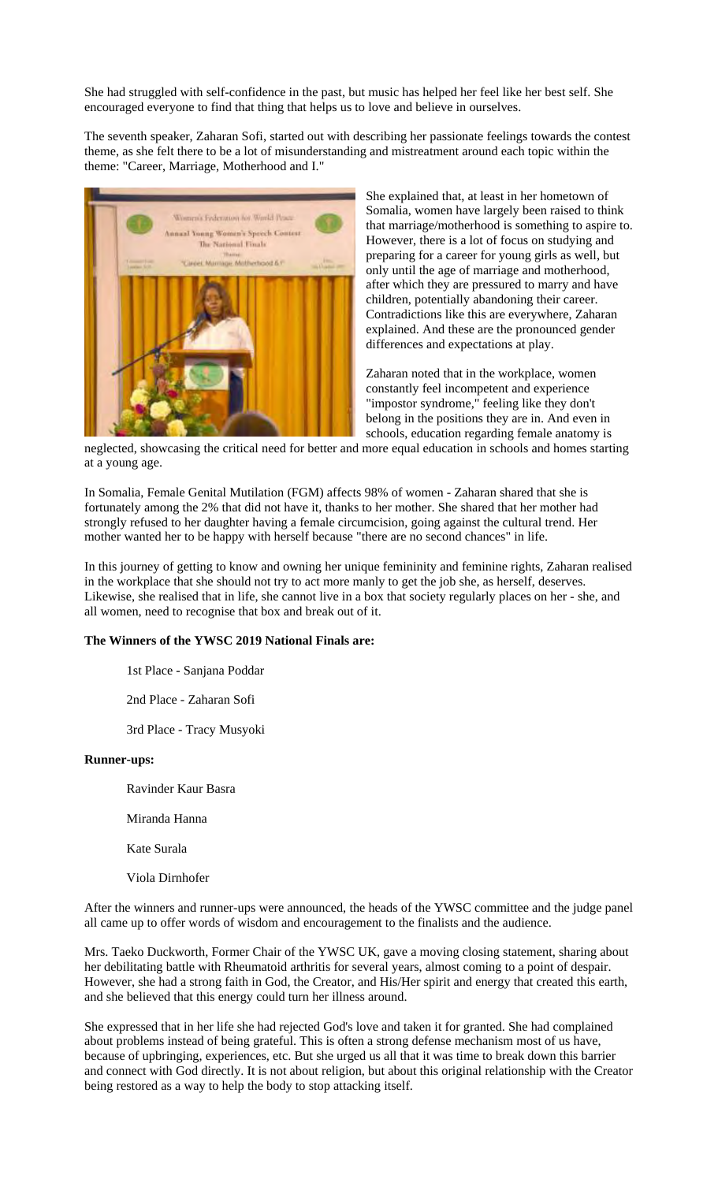She had struggled with self-confidence in the past, but music has helped her feel like her best self. She encouraged everyone to find that thing that helps us to love and believe in ourselves.

The seventh speaker, Zaharan Sofi, started out with describing her passionate feelings towards the contest theme, as she felt there to be a lot of misunderstanding and mistreatment around each topic within the theme: "Career, Marriage, Motherhood and I."

She explained that, at least in her hometown of Somalia, women have largely been raised to think that marriage/motherhood is something to aspire to. However, there is a lot of focus on studying and preparing for a career for young girls as well, but only until the age of marriage and motherhood, after which they are pressured to marry and have children, potentially abandoning their career. Contradictions like this are everywhere, Zaharan explained. And these are the pronounced gender differences and expectations at play.

Zaharan noted that in the workplace, women constantly feel incompetent and experience "impostor syndrome," feeling like they don't belong in the positions they are in. And even in schools, education regarding female anatomy is neglected, showcasing the critical need for better and more equal education in schools and homes starting at a young age.

In Somalia, Female Genital Mutilation (FGM) affects 98% of women - Zaharan shared that she is fortunately among the 2% that did not have it, thanks to her mother. She shared that her mother had strongly refused to her daughter having a female circumcision, going against the cultural trend. Her mother wanted her to be happy with herself because "there are no second chances" in life.

In this journey of getting to know and owning her unique femininity and feminine rights, Zaharan realised in the workplace that she should not try to act more manly to get the job she, as herself, deserves. Likewise, she realised that in life, she cannot live in a box that society regularly places on her - she, and all women, need to recognise that box and break out of it.

**The Winners of the YWSC 2019 National Finals are:**

1st Place - Sanjana Poddar

2nd Place - Zaharan Sofi

3rd Place - Tracy Musyoki

**Runner-ups:**

Ravinder Kaur Basra

Miranda Hanna

Kate Surala

Viola Dirnhofer

After the winners and runner-ups were announced, the heads of the YWSC committee and the judge panel all came up to offer words of wisdom and encouragement to the finalists and the audience.

Mrs. Taeko Duckworth, Former Chair of the YWSC UK, gave a moving closing statement, sharing about her debilitating battle with Rheumatoid arthritis for several years, almost coming to a point of despair. However, she had a strong faith in God, the Creator, and His/Her spirit and energy that created this earth, and she believed that this energy could turn her illness around.

She expressed that in her life she had rejected God's love and taken it for granted. She had complained about problems instead of being grateful. This is often a strong defense mechanism most of us have, because of upbringing, experiences, etc. But she urged us all that it was time to break down this barrier and connect with God directly. It is not about religion, but about this original relationship with the Creator being restored as a way to help the body to stop attacking itself.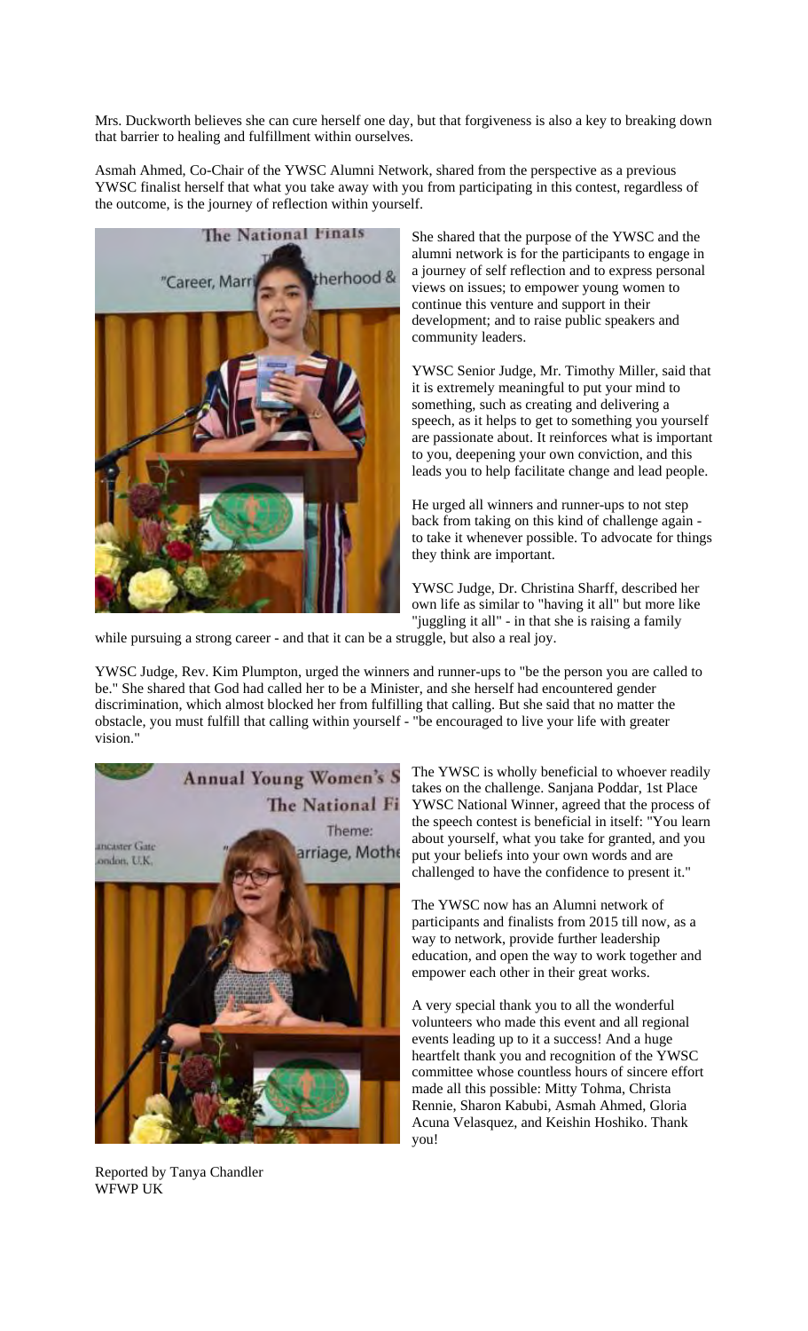Mrs. Duckworth believes she can cure herself one day, but that forgiveness is also a key to breaking down that barrier to healing and fulfillment within ourselves.

Asmah Ahmed, Co-Chair of the YWSC Alumni Network, shared from the perspective as a previous YWSC finalist herself that what you take away with you from participating in this contest, regardless of the outcome, is the journey of reflection within yourself.

She shared that the purpose of the YWSC and the alumni network is for the participants to engage in a journey of self reflection and to express personal views on issues; to empower young women to continue this venture and support in their development; and to raise public speakers and community leaders.

YWSC Senior Judge, Mr. Timothy Miller, said that it is extremely meaningful to put your mind to something, such as creating and delivering a speech, as it helps to get to something you yourself are passionate about. It reinforces what is important to you, deepening your own conviction, and this leads you to help facilitate change and lead people.

He urged all winners and runner-ups to not step back from taking on this kind of challenge again - to take it whenever possible. To advocate for things they think are important.

YWSC Judge, Dr. Christina Sharff, described her own life as similar to "having it all" but more like "juggling it all" - in that she is raising a family while pursuing a strong career - and that it can be a struggle, but also a real joy.

YWSC Judge, Rev. Kim Plumpton, urged the winners and runner-ups to "be the person you are called to be." She shared that God had called her to be a Minister, and she herself had encountered gender discrimination, which almost blocked her from fulfilling that calling. But she said that no matter the obstacle, you must fulfill that calling within yourself - "be encouraged to live your life with greater vision."

The YWSC is wholly beneficial to whoever readily takes on the challenge. Sanjana Poddar, 1st Place YWSC National Winner, agreed that the process of the speech contest is beneficial in itself: "You learn about yourself, what you take for granted, and you put your beliefs into your own words and are challenged to have the confidence to present it."

The YWSC now has an Alumni network of participants and finalists from 2015 till now, as a way to network, provide further leadership education, and open the way to work together and empower each other in their great works.

A very special thank you to all the wonderful volunteers who made this event and all regional events leading up to it a success! And a huge heartfelt thank you and recognition of the YWSC committee whose countless hours of sincere effort made all this possible: Mitty Tohma, Christa Rennie, Sharon Kabubi, Asmah Ahmed, Gloria Acuna Velasquez, and Keishin Hoshiko. Thank you!

Reported by Tanya Chandler
WFWP UK